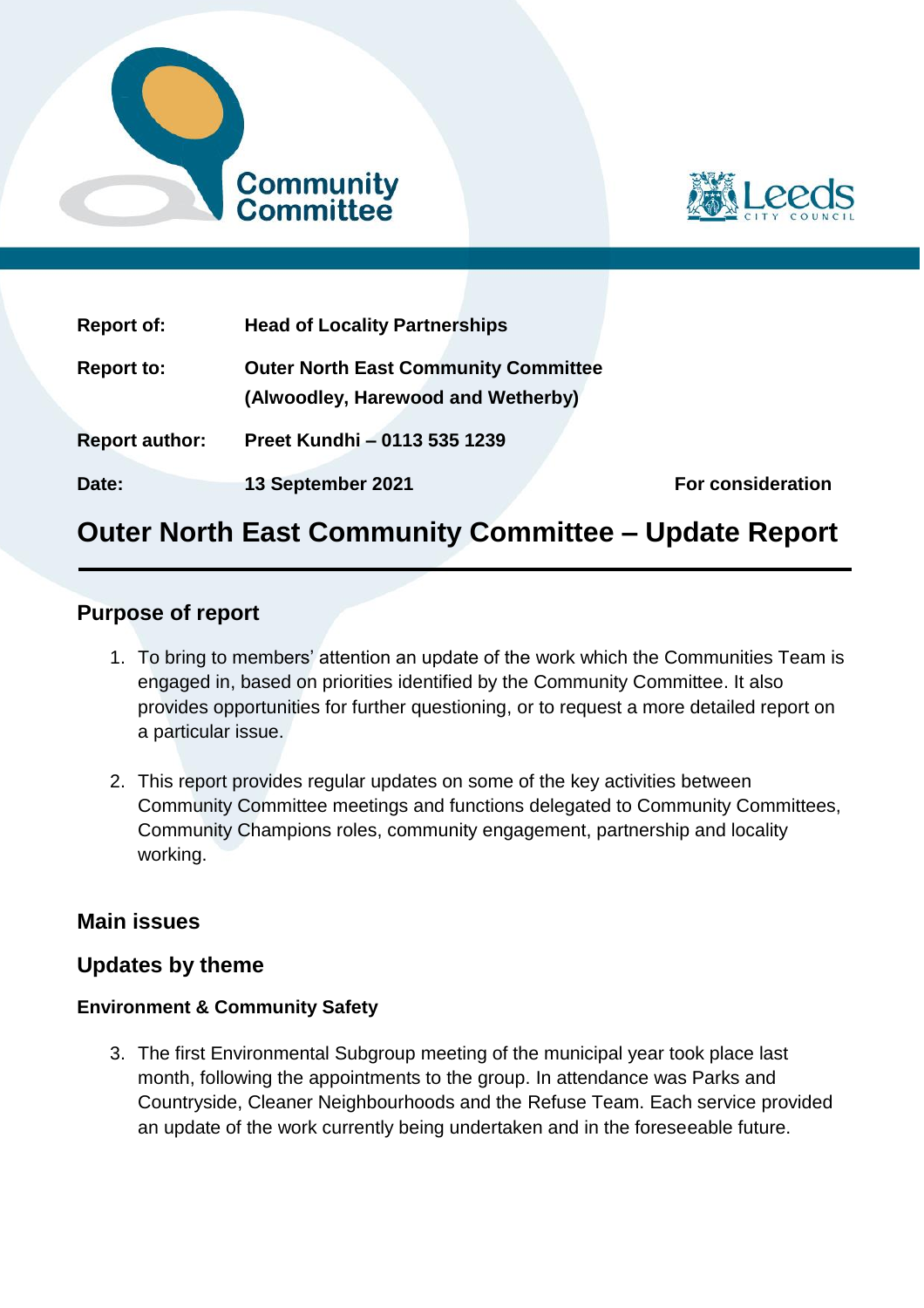Community Committee

Leeds CITY COUNCIL

| | | |
|---|---|---|
| **Report of:** | **Head of Locality Partnerships** | |
| **Report to:** | **Outer North East Community Committee (Alwoodley, Harewood and Wetherby)** | |
| **Report author:** | **Preet Kundhi – 0113 535 1239** | |
| **Date:** | **13 September 2021** | **For consideration** |

# Outer North East Community Committee – Update Report

## Purpose of report

1. To bring to members' attention an update of the work which the Communities Team is engaged in, based on priorities identified by the Community Committee. It also provides opportunities for further questioning, or to request a more detailed report on a particular issue.

2. This report provides regular updates on some of the key activities between Community Committee meetings and functions delegated to Community Committees, Community Champions roles, community engagement, partnership and locality working.

## Main issues

## Updates by theme

### Environment & Community Safety

3. The first Environmental Subgroup meeting of the municipal year took place last month, following the appointments to the group. In attendance was Parks and Countryside, Cleaner Neighbourhoods and the Refuse Team. Each service provided an update of the work currently being undertaken and in the foreseeable future.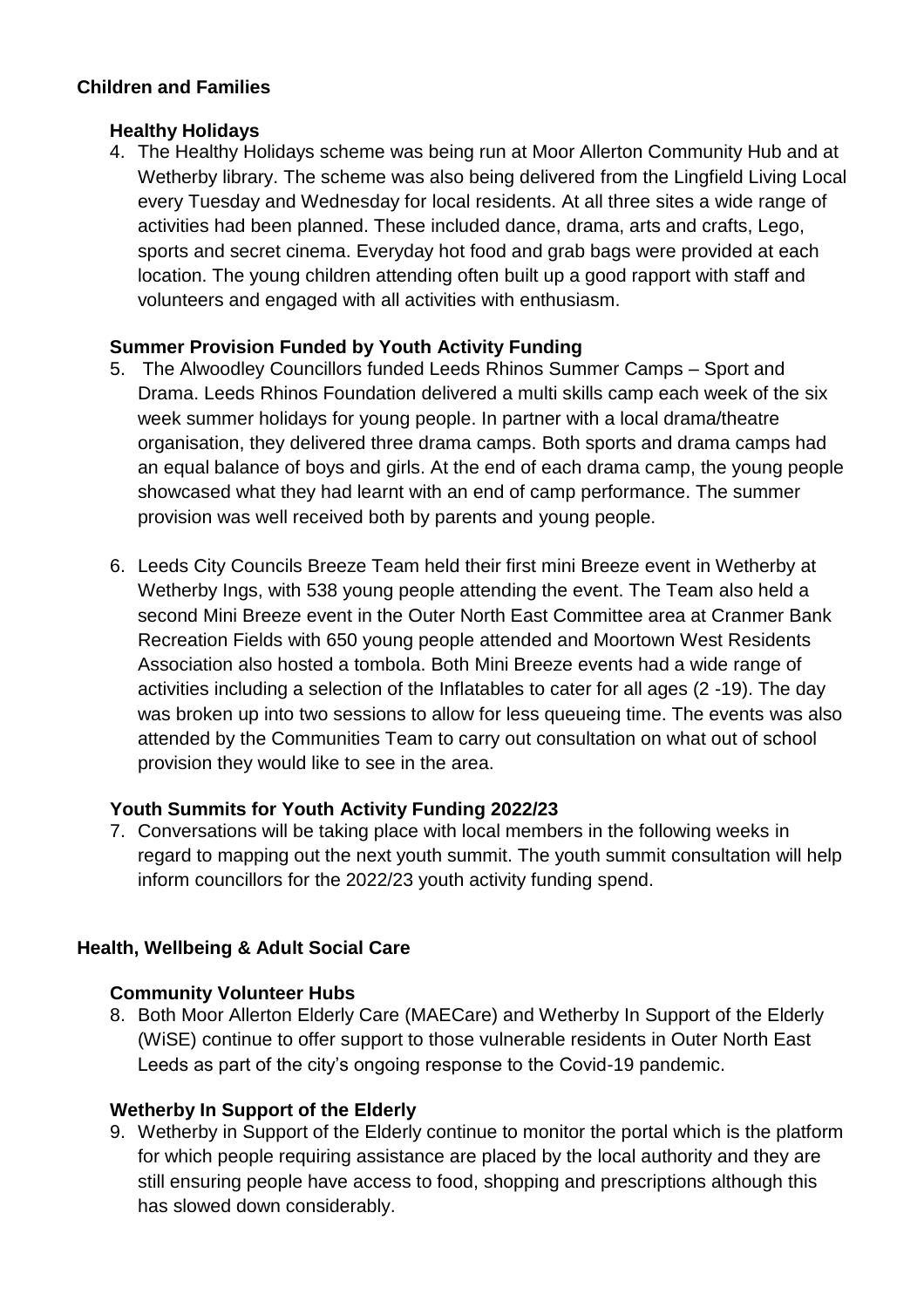## Children and Families

### Healthy Holidays

4. The Healthy Holidays scheme was being run at Moor Allerton Community Hub and at Wetherby library. The scheme was also being delivered from the Lingfield Living Local every Tuesday and Wednesday for local residents. At all three sites a wide range of activities had been planned. These included dance, drama, arts and crafts, Lego, sports and secret cinema. Everyday hot food and grab bags were provided at each location. The young children attending often built up a good rapport with staff and volunteers and engaged with all activities with enthusiasm.

### Summer Provision Funded by Youth Activity Funding

5. The Alwoodley Councillors funded Leeds Rhinos Summer Camps – Sport and Drama. Leeds Rhinos Foundation delivered a multi skills camp each week of the six week summer holidays for young people. In partner with a local drama/theatre organisation, they delivered three drama camps. Both sports and drama camps had an equal balance of boys and girls. At the end of each drama camp, the young people showcased what they had learnt with an end of camp performance. The summer provision was well received both by parents and young people.

6. Leeds City Councils Breeze Team held their first mini Breeze event in Wetherby at Wetherby Ings, with 538 young people attending the event. The Team also held a second Mini Breeze event in the Outer North East Committee area at Cranmer Bank Recreation Fields with 650 young people attended and Moortown West Residents Association also hosted a tombola. Both Mini Breeze events had a wide range of activities including a selection of the Inflatables to cater for all ages (2 -19). The day was broken up into two sessions to allow for less queueing time. The events was also attended by the Communities Team to carry out consultation on what out of school provision they would like to see in the area.

### Youth Summits for Youth Activity Funding 2022/23

7. Conversations will be taking place with local members in the following weeks in regard to mapping out the next youth summit. The youth summit consultation will help inform councillors for the 2022/23 youth activity funding spend.

## Health, Wellbeing & Adult Social Care

### Community Volunteer Hubs

8. Both Moor Allerton Elderly Care (MAECare) and Wetherby In Support of the Elderly (WiSE) continue to offer support to those vulnerable residents in Outer North East Leeds as part of the city's ongoing response to the Covid-19 pandemic.

### Wetherby In Support of the Elderly

9. Wetherby in Support of the Elderly continue to monitor the portal which is the platform for which people requiring assistance are placed by the local authority and they are still ensuring people have access to food, shopping and prescriptions although this has slowed down considerably.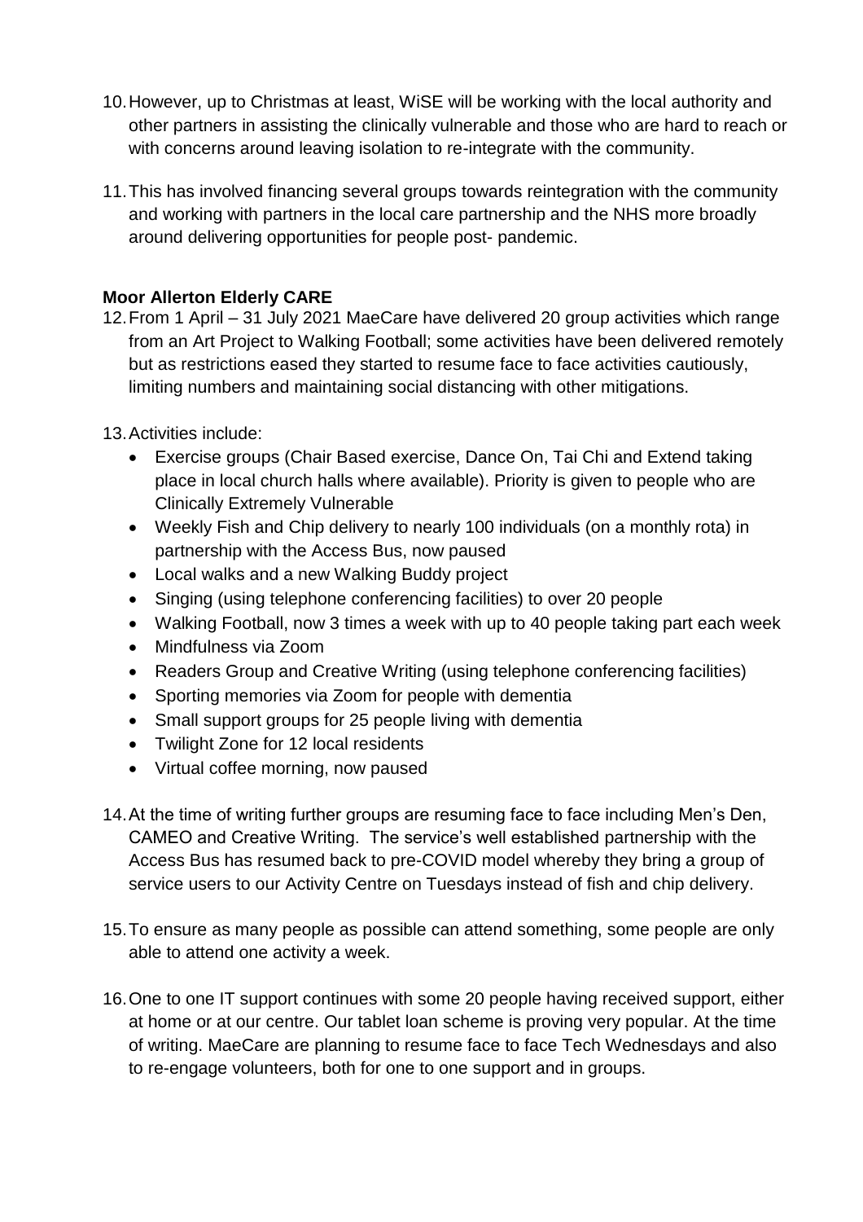10. However, up to Christmas at least, WiSE will be working with the local authority and other partners in assisting the clinically vulnerable and those who are hard to reach or with concerns around leaving isolation to re-integrate with the community.

11. This has involved financing several groups towards reintegration with the community and working with partners in the local care partnership and the NHS more broadly around delivering opportunities for people post- pandemic.

**Moor Allerton Elderly CARE**

12. From 1 April – 31 July 2021 MaeCare have delivered 20 group activities which range from an Art Project to Walking Football; some activities have been delivered remotely but as restrictions eased they started to resume face to face activities cautiously, limiting numbers and maintaining social distancing with other mitigations.

13. Activities include:
    - Exercise groups (Chair Based exercise, Dance On, Tai Chi and Extend taking place in local church halls where available). Priority is given to people who are Clinically Extremely Vulnerable
    - Weekly Fish and Chip delivery to nearly 100 individuals (on a monthly rota) in partnership with the Access Bus, now paused
    - Local walks and a new Walking Buddy project
    - Singing (using telephone conferencing facilities) to over 20 people
    - Walking Football, now 3 times a week with up to 40 people taking part each week
    - Mindfulness via Zoom
    - Readers Group and Creative Writing (using telephone conferencing facilities)
    - Sporting memories via Zoom for people with dementia
    - Small support groups for 25 people living with dementia
    - Twilight Zone for 12 local residents
    - Virtual coffee morning, now paused

14. At the time of writing further groups are resuming face to face including Men's Den, CAMEO and Creative Writing. The service's well established partnership with the Access Bus has resumed back to pre-COVID model whereby they bring a group of service users to our Activity Centre on Tuesdays instead of fish and chip delivery.

15. To ensure as many people as possible can attend something, some people are only able to attend one activity a week.

16. One to one IT support continues with some 20 people having received support, either at home or at our centre. Our tablet loan scheme is proving very popular. At the time of writing. MaeCare are planning to resume face to face Tech Wednesdays and also to re-engage volunteers, both for one to one support and in groups.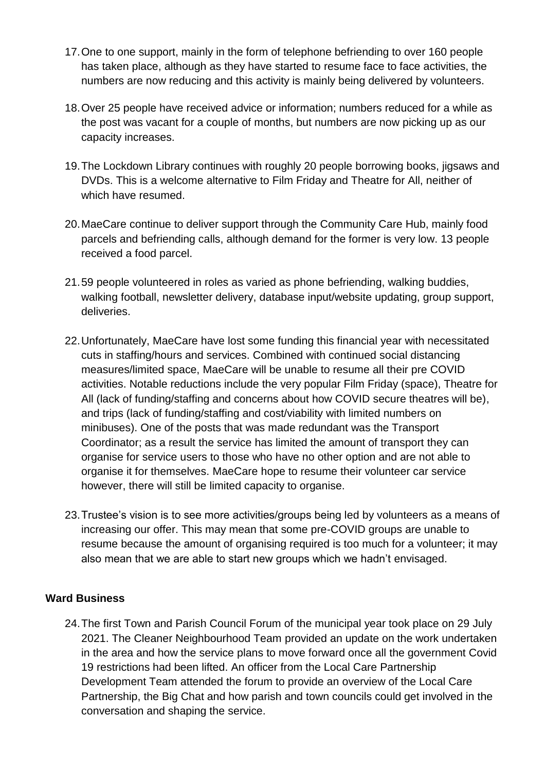17. One to one support, mainly in the form of telephone befriending to over 160 people has taken place, although as they have started to resume face to face activities, the numbers are now reducing and this activity is mainly being delivered by volunteers.

18. Over 25 people have received advice or information; numbers reduced for a while as the post was vacant for a couple of months, but numbers are now picking up as our capacity increases.

19. The Lockdown Library continues with roughly 20 people borrowing books, jigsaws and DVDs. This is a welcome alternative to Film Friday and Theatre for All, neither of which have resumed.

20. MaeCare continue to deliver support through the Community Care Hub, mainly food parcels and befriending calls, although demand for the former is very low. 13 people received a food parcel.

21. 59 people volunteered in roles as varied as phone befriending, walking buddies, walking football, newsletter delivery, database input/website updating, group support, deliveries.

22. Unfortunately, MaeCare have lost some funding this financial year with necessitated cuts in staffing/hours and services. Combined with continued social distancing measures/limited space, MaeCare will be unable to resume all their pre COVID activities. Notable reductions include the very popular Film Friday (space), Theatre for All (lack of funding/staffing and concerns about how COVID secure theatres will be), and trips (lack of funding/staffing and cost/viability with limited numbers on minibuses). One of the posts that was made redundant was the Transport Coordinator; as a result the service has limited the amount of transport they can organise for service users to those who have no other option and are not able to organise it for themselves. MaeCare hope to resume their volunteer car service however, there will still be limited capacity to organise.

23. Trustee's vision is to see more activities/groups being led by volunteers as a means of increasing our offer. This may mean that some pre-COVID groups are unable to resume because the amount of organising required is too much for a volunteer; it may also mean that we are able to start new groups which we hadn't envisaged.

**Ward Business**

24. The first Town and Parish Council Forum of the municipal year took place on 29 July 2021. The Cleaner Neighbourhood Team provided an update on the work undertaken in the area and how the service plans to move forward once all the government Covid 19 restrictions had been lifted. An officer from the Local Care Partnership Development Team attended the forum to provide an overview of the Local Care Partnership, the Big Chat and how parish and town councils could get involved in the conversation and shaping the service.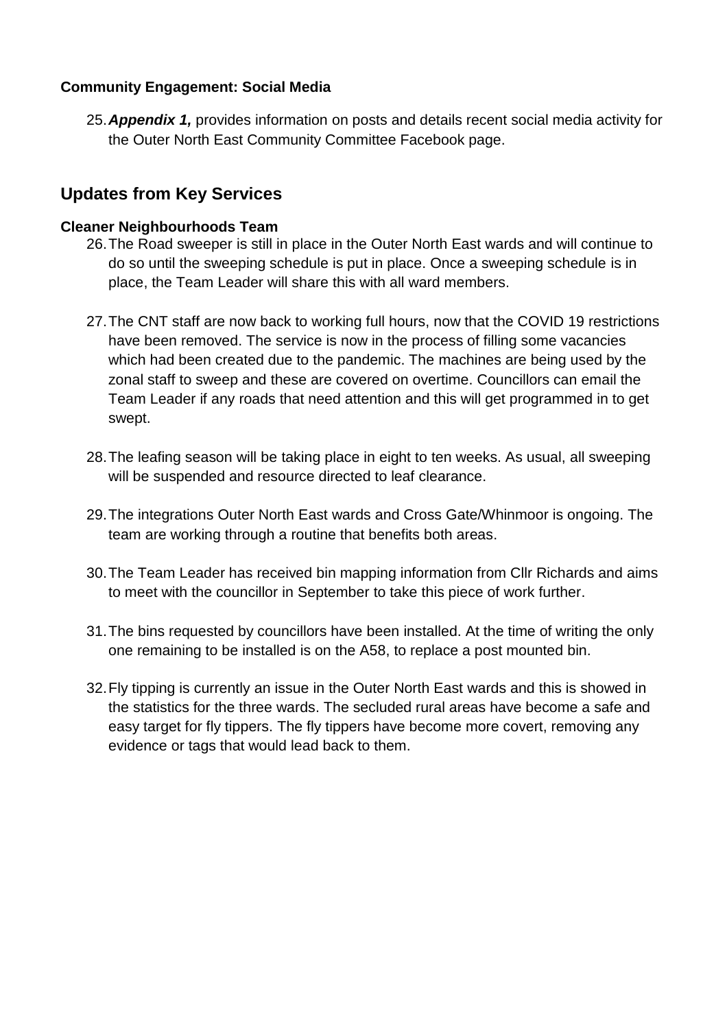**Community Engagement: Social Media**

25. ***Appendix 1,*** provides information on posts and details recent social media activity for the Outer North East Community Committee Facebook page.

## Updates from Key Services

**Cleaner Neighbourhoods Team**

26. The Road sweeper is still in place in the Outer North East wards and will continue to do so until the sweeping schedule is put in place. Once a sweeping schedule is in place, the Team Leader will share this with all ward members.

27. The CNT staff are now back to working full hours, now that the COVID 19 restrictions have been removed. The service is now in the process of filling some vacancies which had been created due to the pandemic. The machines are being used by the zonal staff to sweep and these are covered on overtime. Councillors can email the Team Leader if any roads that need attention and this will get programmed in to get swept.

28. The leafing season will be taking place in eight to ten weeks. As usual, all sweeping will be suspended and resource directed to leaf clearance.

29. The integrations Outer North East wards and Cross Gate/Whinmoor is ongoing. The team are working through a routine that benefits both areas.

30. The Team Leader has received bin mapping information from Cllr Richards and aims to meet with the councillor in September to take this piece of work further.

31. The bins requested by councillors have been installed. At the time of writing the only one remaining to be installed is on the A58, to replace a post mounted bin.

32. Fly tipping is currently an issue in the Outer North East wards and this is showed in the statistics for the three wards. The secluded rural areas have become a safe and easy target for fly tippers. The fly tippers have become more covert, removing any evidence or tags that would lead back to them.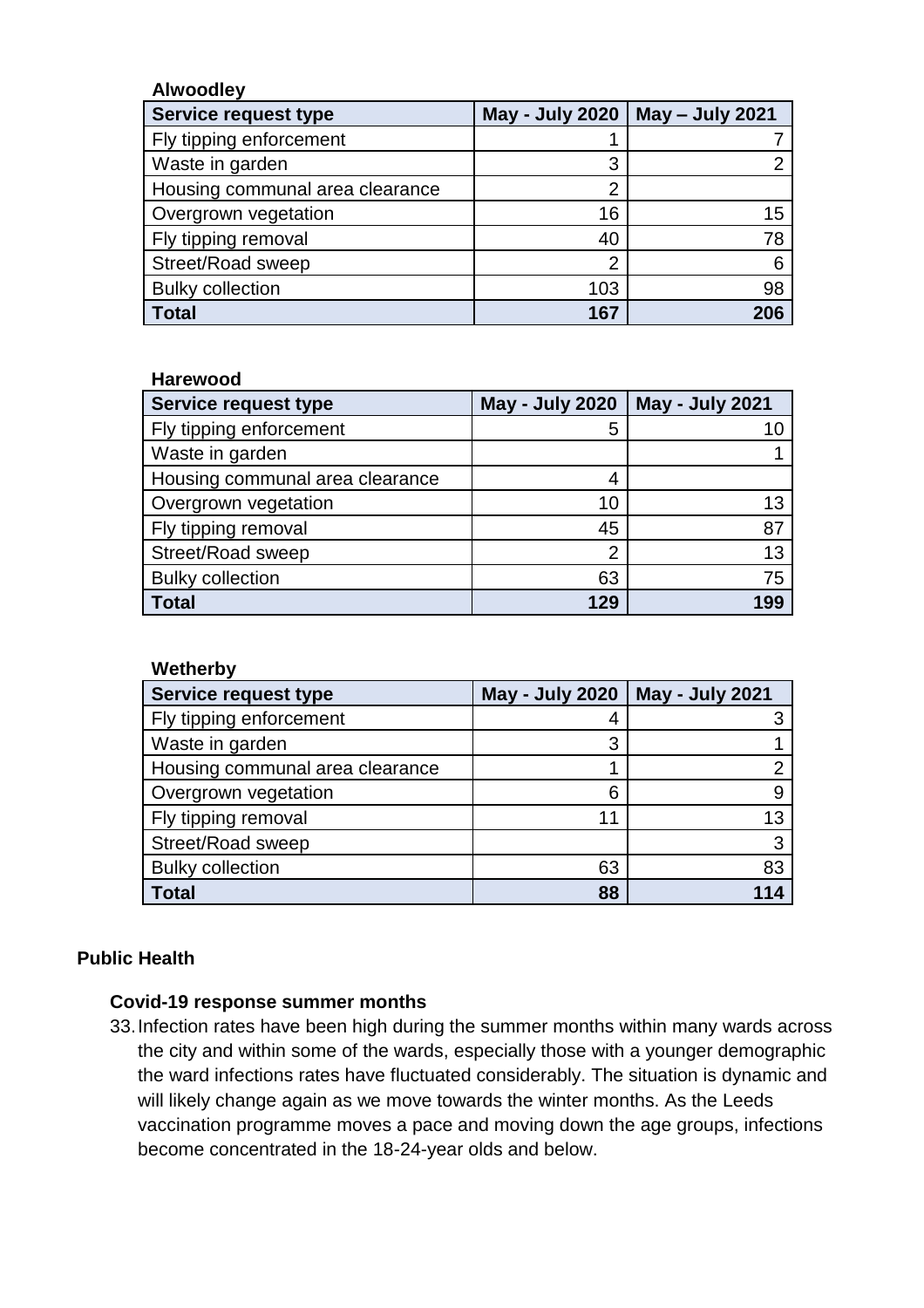**Alwoodley**

| Service request type | May - July 2020 | May – July 2021 |
| --- | --- | --- |
| Fly tipping enforcement | 1 | 7 |
| Waste in garden | 3 | 2 |
| Housing communal area clearance | 2 | |
| Overgrown vegetation | 16 | 15 |
| Fly tipping removal | 40 | 78 |
| Street/Road sweep | 2 | 6 |
| Bulky collection | 103 | 98 |
| **Total** | **167** | **206** |

**Harewood**

| Service request type | May - July 2020 | May - July 2021 |
| --- | --- | --- |
| Fly tipping enforcement | 5 | 10 |
| Waste in garden | | 1 |
| Housing communal area clearance | 4 | |
| Overgrown vegetation | 10 | 13 |
| Fly tipping removal | 45 | 87 |
| Street/Road sweep | 2 | 13 |
| Bulky collection | 63 | 75 |
| **Total** | **129** | **199** |

**Wetherby**

| Service request type | May - July 2020 | May - July 2021 |
| --- | --- | --- |
| Fly tipping enforcement | 4 | 3 |
| Waste in garden | 3 | 1 |
| Housing communal area clearance | 1 | 2 |
| Overgrown vegetation | 6 | 9 |
| Fly tipping removal | 11 | 13 |
| Street/Road sweep | | 3 |
| Bulky collection | 63 | 83 |
| **Total** | **88** | **114** |

## Public Health

### Covid-19 response summer months

33. Infection rates have been high during the summer months within many wards across the city and within some of the wards, especially those with a younger demographic the ward infections rates have fluctuated considerably. The situation is dynamic and will likely change again as we move towards the winter months. As the Leeds vaccination programme moves a pace and moving down the age groups, infections become concentrated in the 18-24-year olds and below.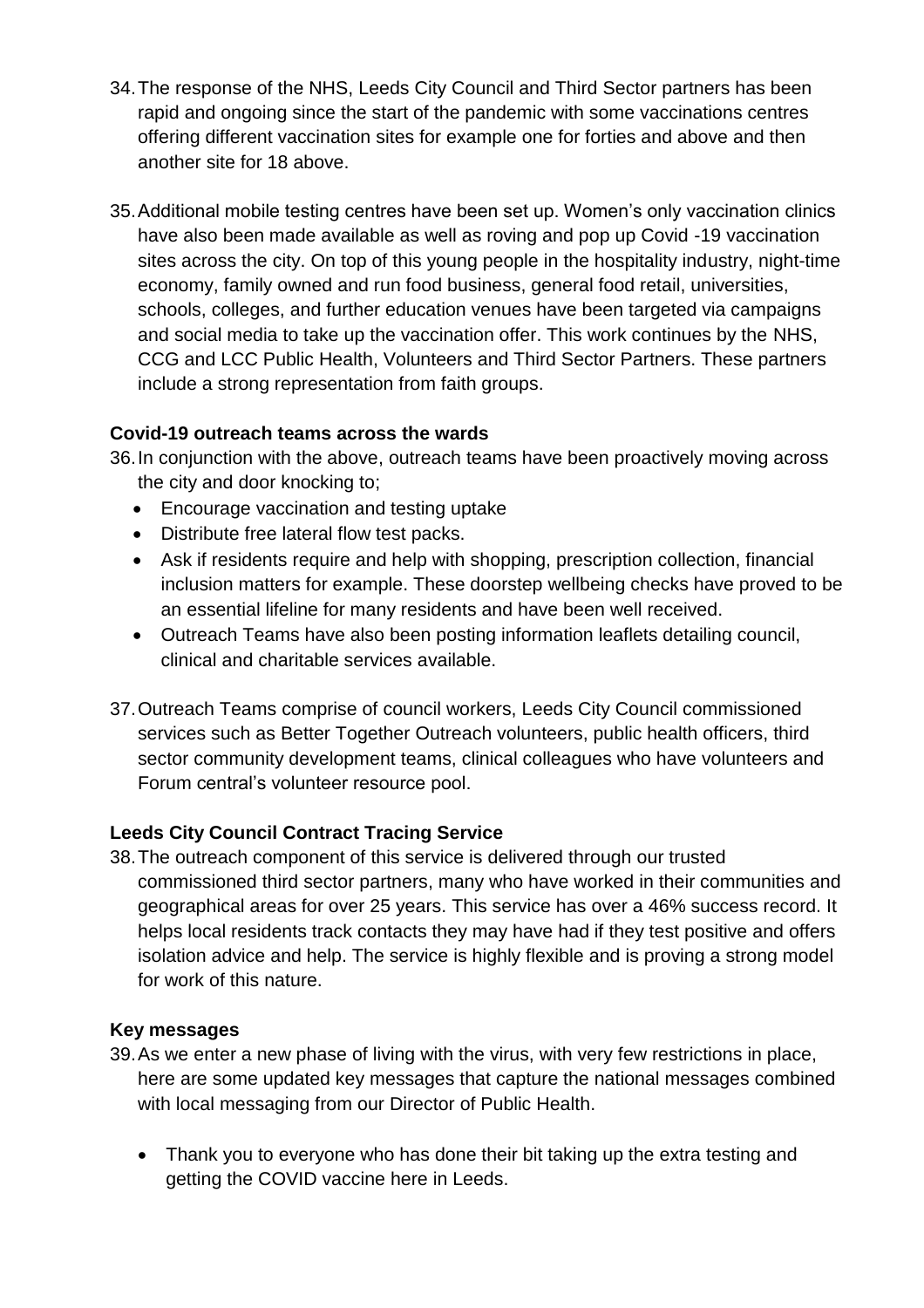34. The response of the NHS, Leeds City Council and Third Sector partners has been rapid and ongoing since the start of the pandemic with some vaccinations centres offering different vaccination sites for example one for forties and above and then another site for 18 above.

35. Additional mobile testing centres have been set up. Women's only vaccination clinics have also been made available as well as roving and pop up Covid -19 vaccination sites across the city. On top of this young people in the hospitality industry, night-time economy, family owned and run food business, general food retail, universities, schools, colleges, and further education venues have been targeted via campaigns and social media to take up the vaccination offer. This work continues by the NHS, CCG and LCC Public Health, Volunteers and Third Sector Partners. These partners include a strong representation from faith groups.

**Covid-19 outreach teams across the wards**

36. In conjunction with the above, outreach teams have been proactively moving across the city and door knocking to;
    - Encourage vaccination and testing uptake
    - Distribute free lateral flow test packs.
    - Ask if residents require and help with shopping, prescription collection, financial inclusion matters for example. These doorstep wellbeing checks have proved to be an essential lifeline for many residents and have been well received.
    - Outreach Teams have also been posting information leaflets detailing council, clinical and charitable services available.

37. Outreach Teams comprise of council workers, Leeds City Council commissioned services such as Better Together Outreach volunteers, public health officers, third sector community development teams, clinical colleagues who have volunteers and Forum central's volunteer resource pool.

**Leeds City Council Contract Tracing Service**

38. The outreach component of this service is delivered through our trusted commissioned third sector partners, many who have worked in their communities and geographical areas for over 25 years. This service has over a 46% success record. It helps local residents track contacts they may have had if they test positive and offers isolation advice and help. The service is highly flexible and is proving a strong model for work of this nature.

**Key messages**

39. As we enter a new phase of living with the virus, with very few restrictions in place, here are some updated key messages that capture the national messages combined with local messaging from our Director of Public Health.

    - Thank you to everyone who has done their bit taking up the extra testing and getting the COVID vaccine here in Leeds.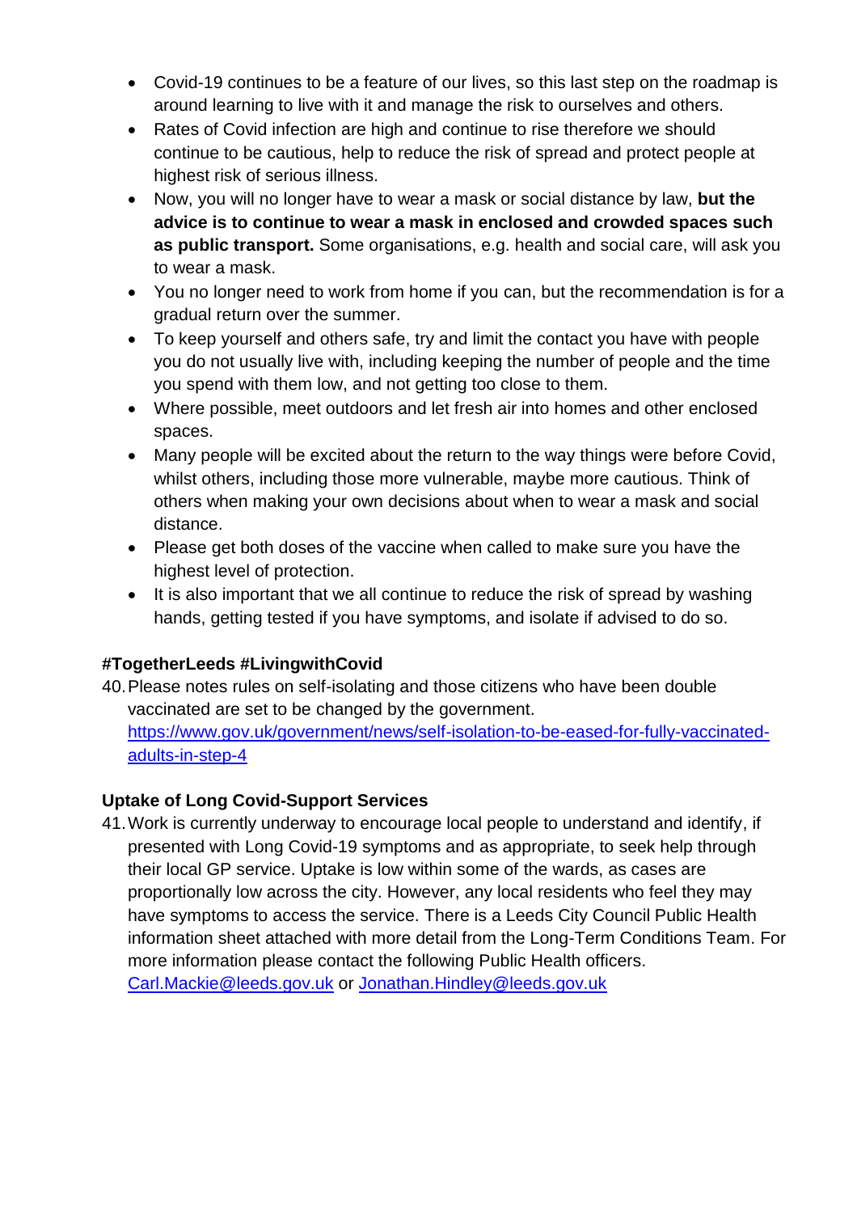- Covid-19 continues to be a feature of our lives, so this last step on the roadmap is around learning to live with it and manage the risk to ourselves and others.
- Rates of Covid infection are high and continue to rise therefore we should continue to be cautious, help to reduce the risk of spread and protect people at highest risk of serious illness.
- Now, you will no longer have to wear a mask or social distance by law, **but the advice is to continue to wear a mask in enclosed and crowded spaces such as public transport.** Some organisations, e.g. health and social care, will ask you to wear a mask.
- You no longer need to work from home if you can, but the recommendation is for a gradual return over the summer.
- To keep yourself and others safe, try and limit the contact you have with people you do not usually live with, including keeping the number of people and the time you spend with them low, and not getting too close to them.
- Where possible, meet outdoors and let fresh air into homes and other enclosed spaces.
- Many people will be excited about the return to the way things were before Covid, whilst others, including those more vulnerable, maybe more cautious. Think of others when making your own decisions about when to wear a mask and social distance.
- Please get both doses of the vaccine when called to make sure you have the highest level of protection.
- It is also important that we all continue to reduce the risk of spread by washing hands, getting tested if you have symptoms, and isolate if advised to do so.

**#TogetherLeeds #LivingwithCovid**

40. Please notes rules on self-isolating and those citizens who have been double vaccinated are set to be changed by the government. [https://www.gov.uk/government/news/self-isolation-to-be-eased-for-fully-vaccinated-adults-in-step-4](https://www.gov.uk/government/news/self-isolation-to-be-eased-for-fully-vaccinated-adults-in-step-4)

**Uptake of Long Covid-Support Services**

41. Work is currently underway to encourage local people to understand and identify, if presented with Long Covid-19 symptoms and as appropriate, to seek help through their local GP service. Uptake is low within some of the wards, as cases are proportionally low across the city. However, any local residents who feel they may have symptoms to access the service. There is a Leeds City Council Public Health information sheet attached with more detail from the Long-Term Conditions Team. For more information please contact the following Public Health officers. [Carl.Mackie@leeds.gov.uk](mailto:Carl.Mackie@leeds.gov.uk) or [Jonathan.Hindley@leeds.gov.uk](mailto:Jonathan.Hindley@leeds.gov.uk)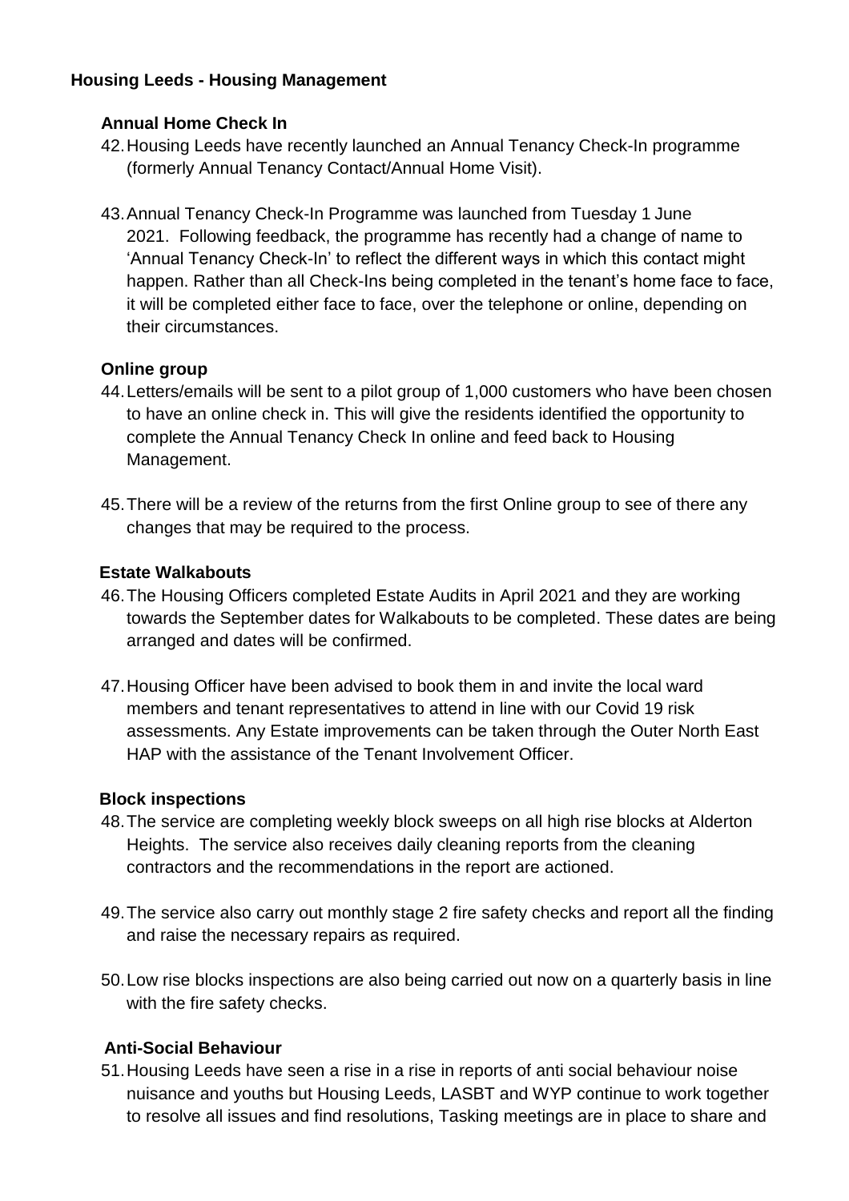## Housing Leeds - Housing Management

### Annual Home Check In

42. Housing Leeds have recently launched an Annual Tenancy Check-In programme (formerly Annual Tenancy Contact/Annual Home Visit).

43. Annual Tenancy Check-In Programme was launched from Tuesday 1 June 2021. Following feedback, the programme has recently had a change of name to 'Annual Tenancy Check-In' to reflect the different ways in which this contact might happen. Rather than all Check-Ins being completed in the tenant's home face to face, it will be completed either face to face, over the telephone or online, depending on their circumstances.

### Online group

44. Letters/emails will be sent to a pilot group of 1,000 customers who have been chosen to have an online check in. This will give the residents identified the opportunity to complete the Annual Tenancy Check In online and feed back to Housing Management.

45. There will be a review of the returns from the first Online group to see of there any changes that may be required to the process.

### Estate Walkabouts

46. The Housing Officers completed Estate Audits in April 2021 and they are working towards the September dates for Walkabouts to be completed. These dates are being arranged and dates will be confirmed.

47. Housing Officer have been advised to book them in and invite the local ward members and tenant representatives to attend in line with our Covid 19 risk assessments. Any Estate improvements can be taken through the Outer North East HAP with the assistance of the Tenant Involvement Officer.

### Block inspections

48. The service are completing weekly block sweeps on all high rise blocks at Alderton Heights. The service also receives daily cleaning reports from the cleaning contractors and the recommendations in the report are actioned.

49. The service also carry out monthly stage 2 fire safety checks and report all the finding and raise the necessary repairs as required.

50. Low rise blocks inspections are also being carried out now on a quarterly basis in line with the fire safety checks.

### Anti-Social Behaviour

51. Housing Leeds have seen a rise in a rise in reports of anti social behaviour noise nuisance and youths but Housing Leeds, LASBT and WYP continue to work together to resolve all issues and find resolutions, Tasking meetings are in place to share and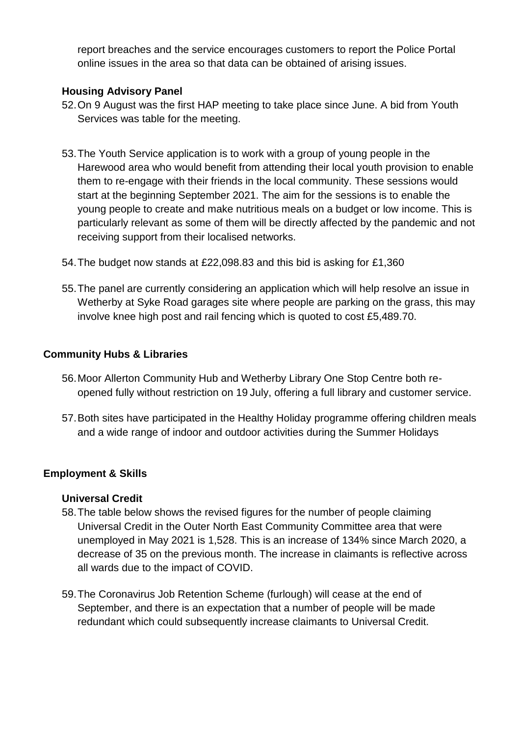report breaches and the service encourages customers to report the Police Portal online issues in the area so that data can be obtained of arising issues.

### Housing Advisory Panel

52. On 9 August was the first HAP meeting to take place since June. A bid from Youth Services was table for the meeting.

53. The Youth Service application is to work with a group of young people in the Harewood area who would benefit from attending their local youth provision to enable them to re-engage with their friends in the local community. These sessions would start at the beginning September 2021. The aim for the sessions is to enable the young people to create and make nutritious meals on a budget or low income. This is particularly relevant as some of them will be directly affected by the pandemic and not receiving support from their localised networks.

54. The budget now stands at £22,098.83 and this bid is asking for £1,360

55. The panel are currently considering an application which will help resolve an issue in Wetherby at Syke Road garages site where people are parking on the grass, this may involve knee high post and rail fencing which is quoted to cost £5,489.70.

## Community Hubs & Libraries

56. Moor Allerton Community Hub and Wetherby Library One Stop Centre both re-opened fully without restriction on 19 July, offering a full library and customer service.

57. Both sites have participated in the Healthy Holiday programme offering children meals and a wide range of indoor and outdoor activities during the Summer Holidays

## Employment & Skills

### Universal Credit

58. The table below shows the revised figures for the number of people claiming Universal Credit in the Outer North East Community Committee area that were unemployed in May 2021 is 1,528. This is an increase of 134% since March 2020, a decrease of 35 on the previous month. The increase in claimants is reflective across all wards due to the impact of COVID.

59. The Coronavirus Job Retention Scheme (furlough) will cease at the end of September, and there is an expectation that a number of people will be made redundant which could subsequently increase claimants to Universal Credit.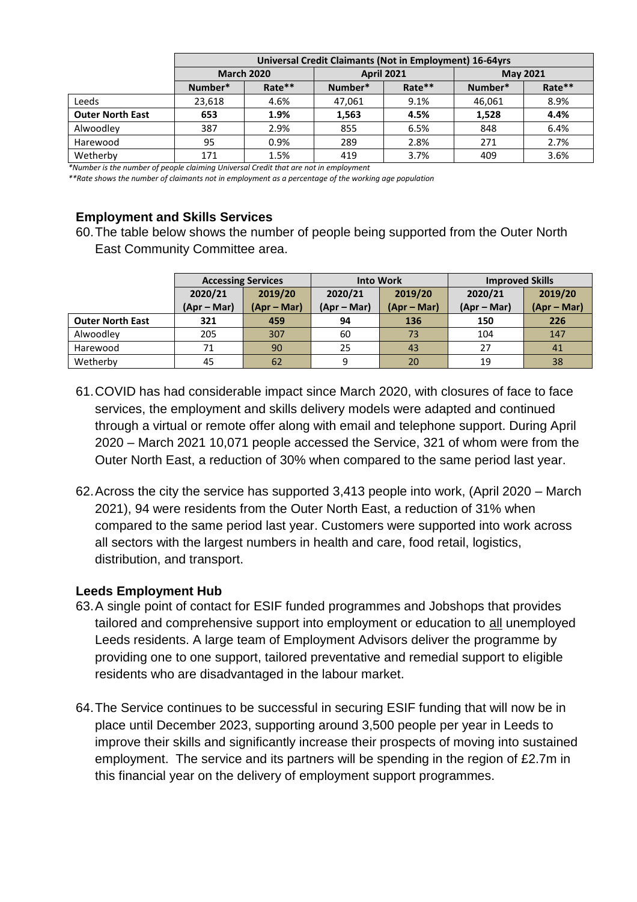| | Universal Credit Claimants (Not in Employment) 16-64yrs | | | | | |
|---|---|---|---|---|---|---|
| | March 2020 | | April 2021 | | May 2021 | |
| | Number* | Rate** | Number* | Rate** | Number* | Rate** |
| Leeds | 23,618 | 4.6% | 47,061 | 9.1% | 46,061 | 8.9% |
| **Outer North East** | **653** | **1.9%** | **1,563** | **4.5%** | **1,528** | **4.4%** |
| Alwoodley | 387 | 2.9% | 855 | 6.5% | 848 | 6.4% |
| Harewood | 95 | 0.9% | 289 | 2.8% | 271 | 2.7% |
| Wetherby | 171 | 1.5% | 419 | 3.7% | 409 | 3.6% |

*\*Number is the number of people claiming Universal Credit that are not in employment*

*\*\*Rate shows the number of claimants not in employment as a percentage of the working age population*

### Employment and Skills Services

60. The table below shows the number of people being supported from the Outer North East Community Committee area.

| | Accessing Services | | Into Work | | Improved Skills | |
|---|---|---|---|---|---|---|
| | 2020/21 (Apr – Mar) | 2019/20 (Apr – Mar) | 2020/21 (Apr – Mar) | 2019/20 (Apr – Mar) | 2020/21 (Apr – Mar) | 2019/20 (Apr – Mar) |
| **Outer North East** | **321** | **459** | **94** | **136** | **150** | **226** |
| Alwoodley | 205 | 307 | 60 | 73 | 104 | 147 |
| Harewood | 71 | 90 | 25 | 43 | 27 | 41 |
| Wetherby | 45 | 62 | 9 | 20 | 19 | 38 |

61. COVID has had considerable impact since March 2020, with closures of face to face services, the employment and skills delivery models were adapted and continued through a virtual or remote offer along with email and telephone support. During April 2020 – March 2021 10,071 people accessed the Service, 321 of whom were from the Outer North East, a reduction of 30% when compared to the same period last year.

62. Across the city the service has supported 3,413 people into work, (April 2020 – March 2021), 94 were residents from the Outer North East, a reduction of 31% when compared to the same period last year. Customers were supported into work across all sectors with the largest numbers in health and care, food retail, logistics, distribution, and transport.

### Leeds Employment Hub

63. A single point of contact for ESIF funded programmes and Jobshops that provides tailored and comprehensive support into employment or education to all unemployed Leeds residents. A large team of Employment Advisors deliver the programme by providing one to one support, tailored preventative and remedial support to eligible residents who are disadvantaged in the labour market.

64. The Service continues to be successful in securing ESIF funding that will now be in place until December 2023, supporting around 3,500 people per year in Leeds to improve their skills and significantly increase their prospects of moving into sustained employment. The service and its partners will be spending in the region of £2.7m in this financial year on the delivery of employment support programmes.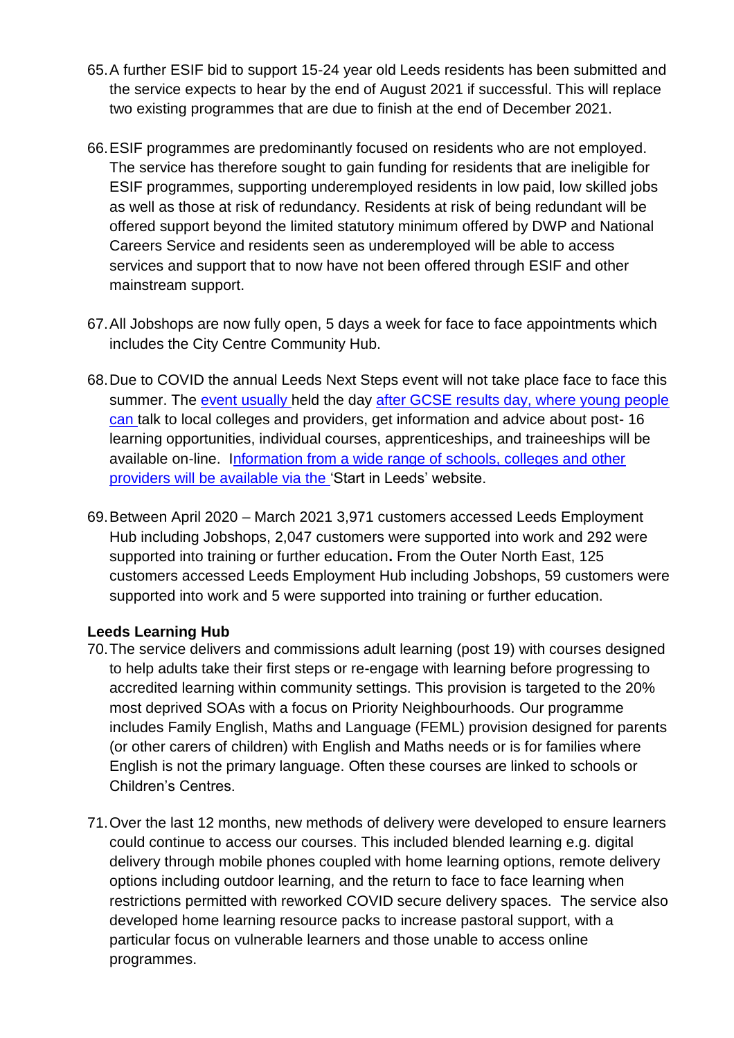65. A further ESIF bid to support 15-24 year old Leeds residents has been submitted and the service expects to hear by the end of August 2021 if successful. This will replace two existing programmes that are due to finish at the end of December 2021.

66. ESIF programmes are predominantly focused on residents who are not employed. The service has therefore sought to gain funding for residents that are ineligible for ESIF programmes, supporting underemployed residents in low paid, low skilled jobs as well as those at risk of redundancy. Residents at risk of being redundant will be offered support beyond the limited statutory minimum offered by DWP and National Careers Service and residents seen as underemployed will be able to access services and support that to now have not been offered through ESIF and other mainstream support.

67. All Jobshops are now fully open, 5 days a week for face to face appointments which includes the City Centre Community Hub.

68. Due to COVID the annual Leeds Next Steps event will not take place face to face this summer. The event usually held the day after GCSE results day, where young people can talk to local colleges and providers, get information and advice about post- 16 learning opportunities, individual courses, apprenticeships, and traineeships will be available on-line. Information from a wide range of schools, colleges and other providers will be available via the 'Start in Leeds' website.

69. Between April 2020 – March 2021 3,971 customers accessed Leeds Employment Hub including Jobshops, 2,047 customers were supported into work and 292 were supported into training or further education**.** From the Outer North East, 125 customers accessed Leeds Employment Hub including Jobshops, 59 customers were supported into work and 5 were supported into training or further education.

**Leeds Learning Hub**

70. The service delivers and commissions adult learning (post 19) with courses designed to help adults take their first steps or re-engage with learning before progressing to accredited learning within community settings. This provision is targeted to the 20% most deprived SOAs with a focus on Priority Neighbourhoods. Our programme includes Family English, Maths and Language (FEML) provision designed for parents (or other carers of children) with English and Maths needs or is for families where English is not the primary language. Often these courses are linked to schools or Children's Centres.

71. Over the last 12 months, new methods of delivery were developed to ensure learners could continue to access our courses. This included blended learning e.g. digital delivery through mobile phones coupled with home learning options, remote delivery options including outdoor learning, and the return to face to face learning when restrictions permitted with reworked COVID secure delivery spaces. The service also developed home learning resource packs to increase pastoral support, with a particular focus on vulnerable learners and those unable to access online programmes.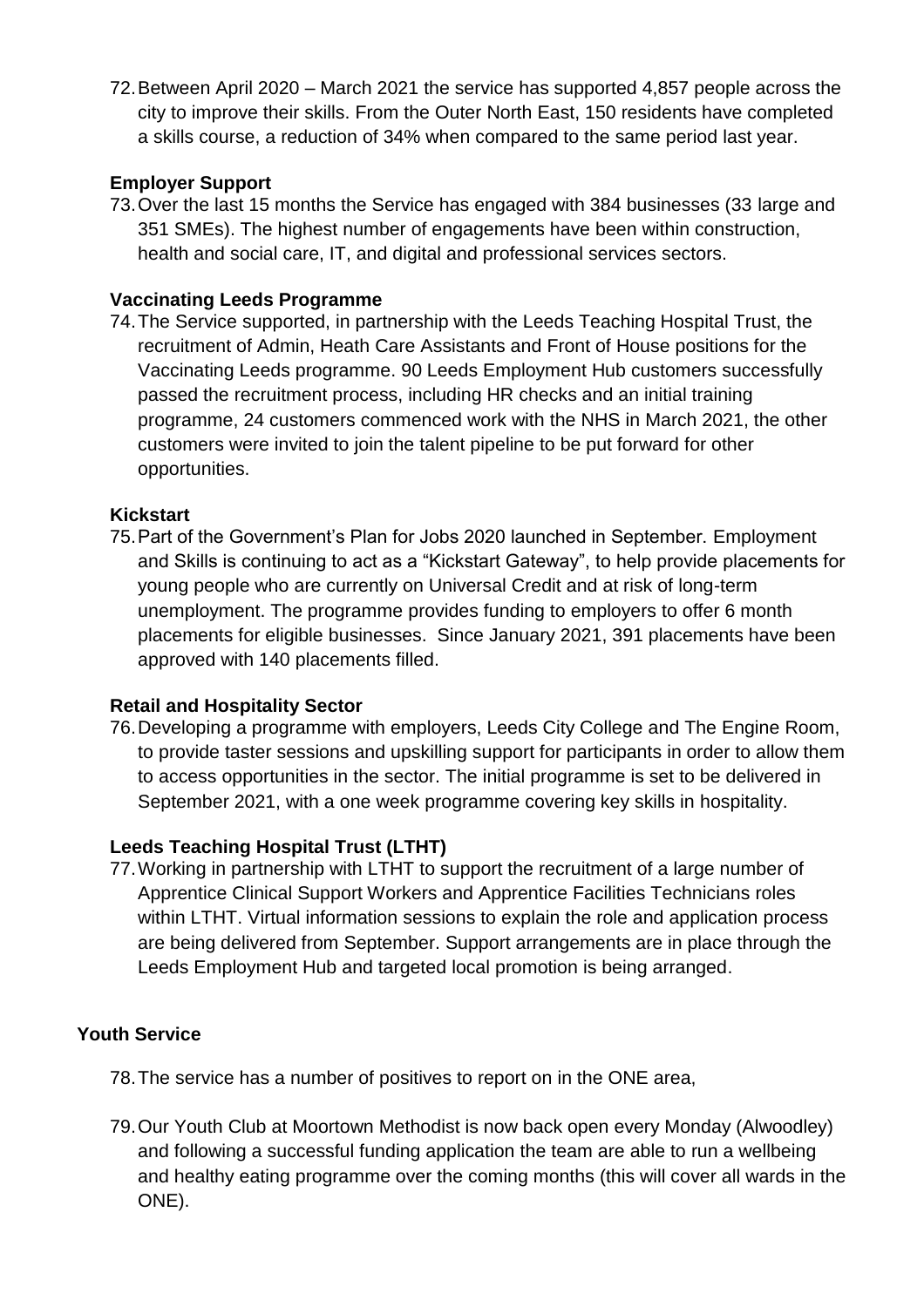72. Between April 2020 – March 2021 the service has supported 4,857 people across the city to improve their skills. From the Outer North East, 150 residents have completed a skills course, a reduction of 34% when compared to the same period last year.

**Employer Support**

73. Over the last 15 months the Service has engaged with 384 businesses (33 large and 351 SMEs). The highest number of engagements have been within construction, health and social care, IT, and digital and professional services sectors.

**Vaccinating Leeds Programme**

74. The Service supported, in partnership with the Leeds Teaching Hospital Trust, the recruitment of Admin, Heath Care Assistants and Front of House positions for the Vaccinating Leeds programme. 90 Leeds Employment Hub customers successfully passed the recruitment process, including HR checks and an initial training programme, 24 customers commenced work with the NHS in March 2021, the other customers were invited to join the talent pipeline to be put forward for other opportunities.

**Kickstart**

75. Part of the Government's Plan for Jobs 2020 launched in September. Employment and Skills is continuing to act as a "Kickstart Gateway", to help provide placements for young people who are currently on Universal Credit and at risk of long-term unemployment. The programme provides funding to employers to offer 6 month placements for eligible businesses. Since January 2021, 391 placements have been approved with 140 placements filled.

**Retail and Hospitality Sector**

76. Developing a programme with employers, Leeds City College and The Engine Room, to provide taster sessions and upskilling support for participants in order to allow them to access opportunities in the sector. The initial programme is set to be delivered in September 2021, with a one week programme covering key skills in hospitality.

**Leeds Teaching Hospital Trust (LTHT)**

77. Working in partnership with LTHT to support the recruitment of a large number of Apprentice Clinical Support Workers and Apprentice Facilities Technicians roles within LTHT. Virtual information sessions to explain the role and application process are being delivered from September. Support arrangements are in place through the Leeds Employment Hub and targeted local promotion is being arranged.

**Youth Service**

78. The service has a number of positives to report on in the ONE area,

79. Our Youth Club at Moortown Methodist is now back open every Monday (Alwoodley) and following a successful funding application the team are able to run a wellbeing and healthy eating programme over the coming months (this will cover all wards in the ONE).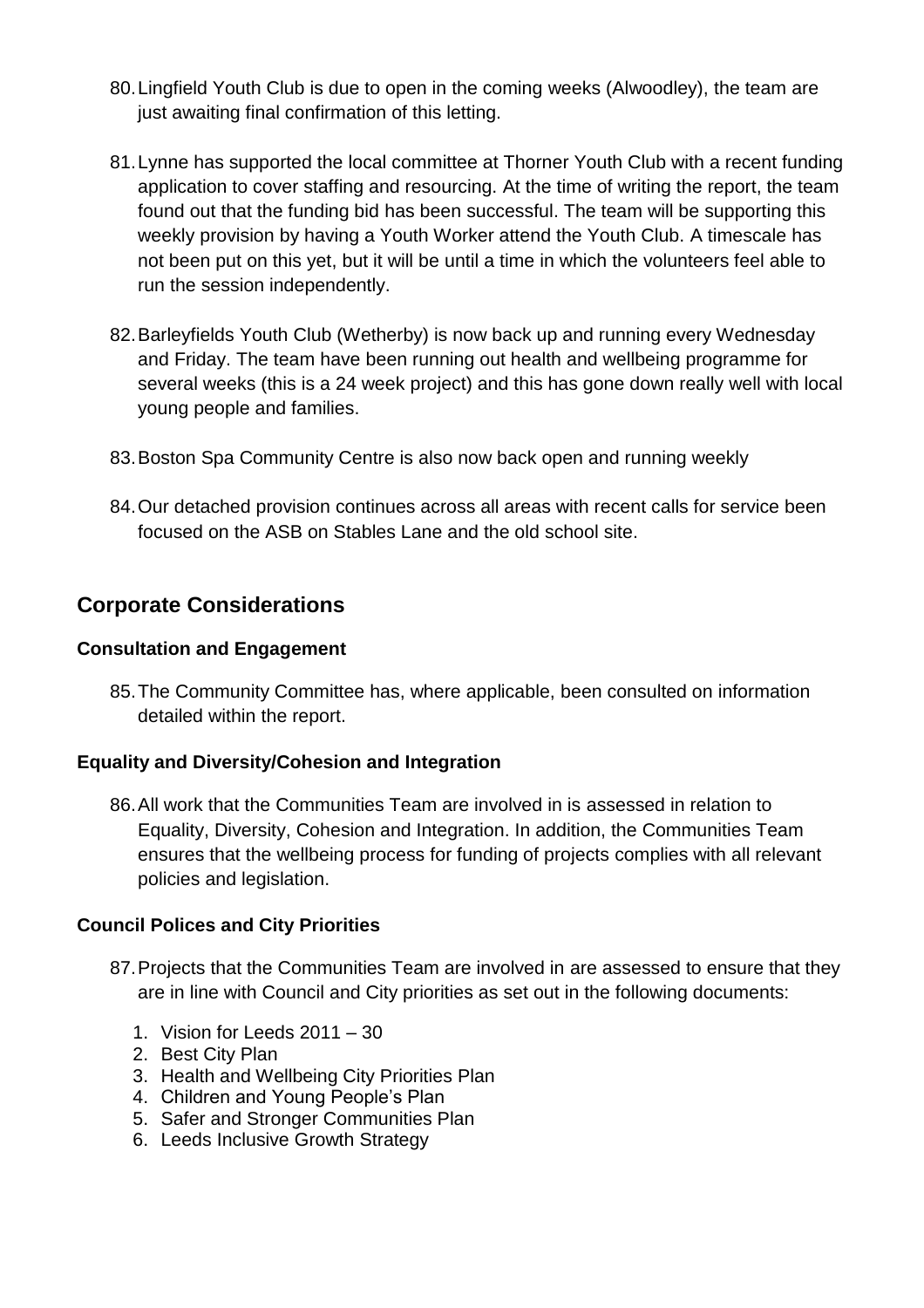80. Lingfield Youth Club is due to open in the coming weeks (Alwoodley), the team are just awaiting final confirmation of this letting.

81. Lynne has supported the local committee at Thorner Youth Club with a recent funding application to cover staffing and resourcing. At the time of writing the report, the team found out that the funding bid has been successful. The team will be supporting this weekly provision by having a Youth Worker attend the Youth Club. A timescale has not been put on this yet, but it will be until a time in which the volunteers feel able to run the session independently.

82. Barleyfields Youth Club (Wetherby) is now back up and running every Wednesday and Friday. The team have been running out health and wellbeing programme for several weeks (this is a 24 week project) and this has gone down really well with local young people and families.

83. Boston Spa Community Centre is also now back open and running weekly

84. Our detached provision continues across all areas with recent calls for service been focused on the ASB on Stables Lane and the old school site.

## Corporate Considerations

### Consultation and Engagement

85. The Community Committee has, where applicable, been consulted on information detailed within the report.

### Equality and Diversity/Cohesion and Integration

86. All work that the Communities Team are involved in is assessed in relation to Equality, Diversity, Cohesion and Integration. In addition, the Communities Team ensures that the wellbeing process for funding of projects complies with all relevant policies and legislation.

### Council Polices and City Priorities

87. Projects that the Communities Team are involved in are assessed to ensure that they are in line with Council and City priorities as set out in the following documents:

    1. Vision for Leeds 2011 – 30
    2. Best City Plan
    3. Health and Wellbeing City Priorities Plan
    4. Children and Young People's Plan
    5. Safer and Stronger Communities Plan
    6. Leeds Inclusive Growth Strategy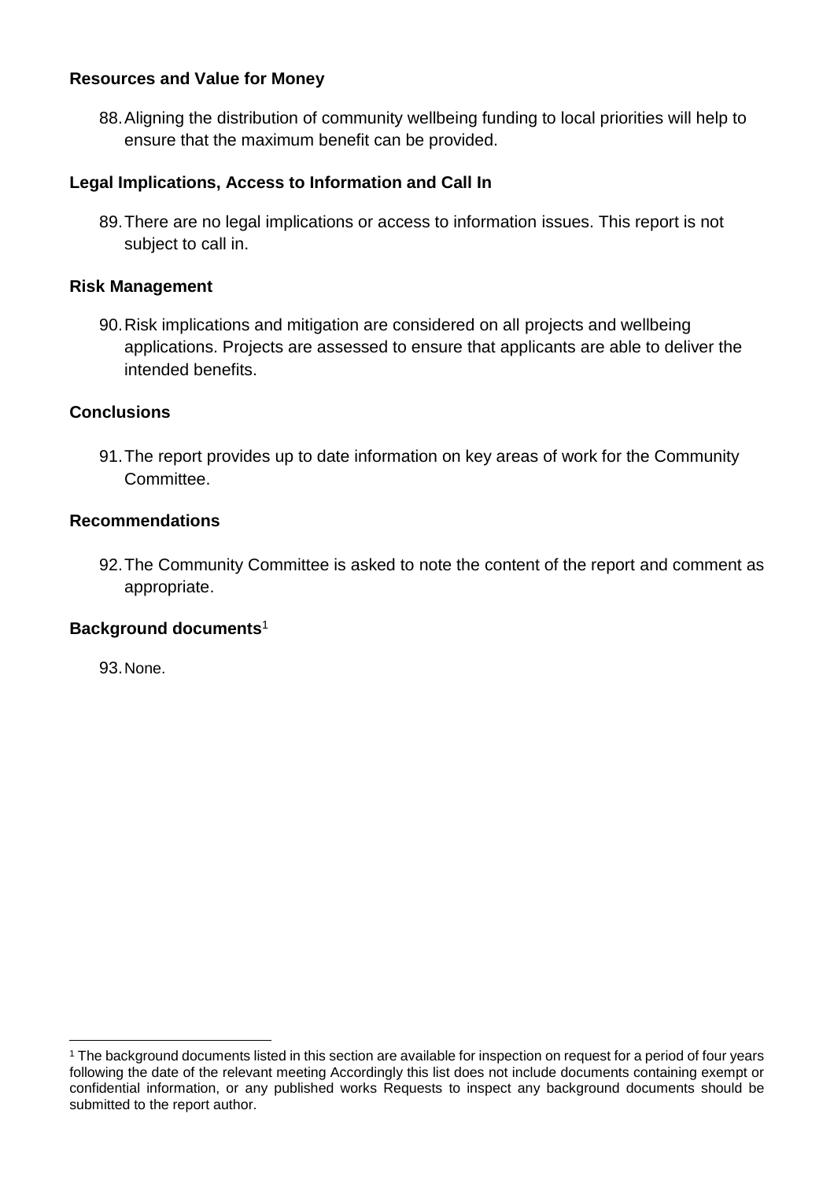**Resources and Value for Money**

88. Aligning the distribution of community wellbeing funding to local priorities will help to ensure that the maximum benefit can be provided.

**Legal Implications, Access to Information and Call In**

89. There are no legal implications or access to information issues. This report is not subject to call in.

**Risk Management**

90. Risk implications and mitigation are considered on all projects and wellbeing applications. Projects are assessed to ensure that applicants are able to deliver the intended benefits.

**Conclusions**

91. The report provides up to date information on key areas of work for the Community Committee.

**Recommendations**

92. The Community Committee is asked to note the content of the report and comment as appropriate.

**Background documents**[1]

93. None.

[1] The background documents listed in this section are available for inspection on request for a period of four years following the date of the relevant meeting Accordingly this list does not include documents containing exempt or confidential information, or any published works Requests to inspect any background documents should be submitted to the report author.